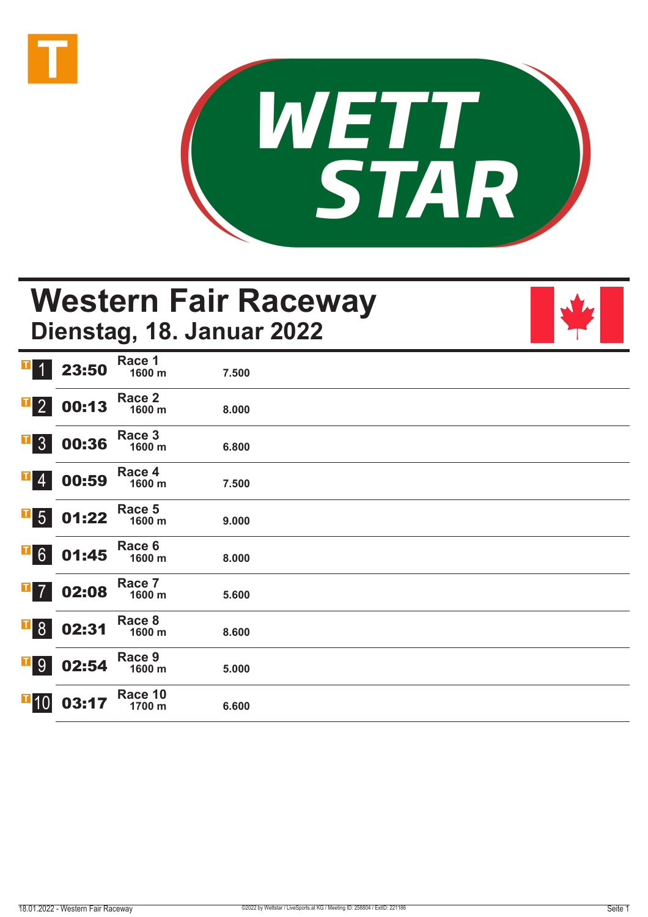# Western Fair Raceway

## Dienstag, 18. Januar 2022

| Nr. | Zeit | Rennen | Distanz | Preisgeld |
|---|---|---|---|---|
| 1 | 23:50 | Race 1 | 1600 m | 7.500 |
| 2 | 00:13 | Race 2 | 1600 m | 8.000 |
| 3 | 00:36 | Race 3 | 1600 m | 6.800 |
| 4 | 00:59 | Race 4 | 1600 m | 7.500 |
| 5 | 01:22 | Race 5 | 1600 m | 9.000 |
| 6 | 01:45 | Race 6 | 1600 m | 8.000 |
| 7 | 02:08 | Race 7 | 1600 m | 5.600 |
| 8 | 02:31 | Race 8 | 1600 m | 8.600 |
| 9 | 02:54 | Race 9 | 1600 m | 5.000 |
| 10 | 03:17 | Race 10 | 1700 m | 6.600 |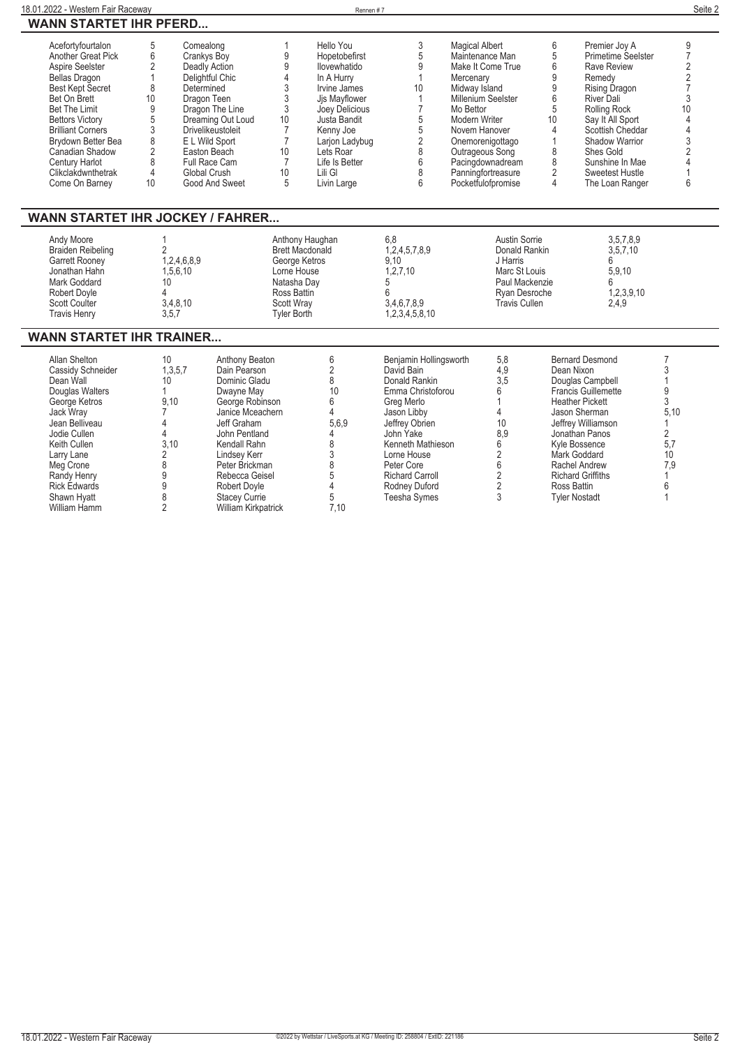## WANN STARTET IHR PFERD...

| Pferd | Rennen | Pferd | Rennen | Pferd | Rennen | Pferd | Rennen | Pferd | Rennen |
|---|---|---|---|---|---|---|---|---|---|
| Acefortyfourtalon | 5 | Comealong | 1 | Hello You | 3 | Magical Albert | 6 | Premier Joy A | 9 |
| Another Great Pick | 6 | Crankys Boy | 9 | Hopetobefirst | 5 | Maintenance Man | 5 | Primetime Seelster | 7 |
| Aspire Seelster | 2 | Deadly Action | 9 | Ilovewhatido | 9 | Make It Come True | 6 | Rave Review | 2 |
| Bellas Dragon | 1 | Delightful Chic | 4 | In A Hurry | 1 | Mercenary | 9 | Remedy | 2 |
| Best Kept Secret | 8 | Determined | 3 | Irvine James | 10 | Midway Island | 9 | Rising Dragon | 7 |
| Bet On Brett | 10 | Dragon Teen | 3 | Jjs Mayflower | 1 | Millenium Seelster | 6 | River Dali | 3 |
| Bet The Limit | 9 | Dragon The Line | 3 | Joey Delicious | 7 | Mo Bettor | 5 | Rolling Rock | 10 |
| Bettors Victory | 5 | Dreaming Out Loud | 10 | Justa Bandit | 5 | Modern Writer | 10 | Say It All Sport | 4 |
| Brilliant Corners | 3 | Drivelikeustoleit | 7 | Kenny Joe | 5 | Novem Hanover | 4 | Scottish Cheddar | 4 |
| Brydown Better Bea | 8 | E L Wild Sport | 7 | Larjon Ladybug | 2 | Onemorenigottago | 1 | Shadow Warrior | 3 |
| Canadian Shadow | 2 | Easton Beach | 10 | Lets Roar | 8 | Outrageous Song | 8 | Shes Gold | 2 |
| Century Harlot | 8 | Full Race Cam | 7 | Life Is Better | 6 | Pacingdownadream | 8 | Sunshine In Mae | 4 |
| Clikclakdwnthetrak | 4 | Global Crush | 10 | Lili Gl | 8 | Panningfortreasure | 2 | Sweetest Hustle | 1 |
| Come On Barney | 10 | Good And Sweet | 5 | Livin Large | 6 | Pocketfulofpromise | 4 | The Loan Ranger | 6 |

## WANN STARTET IHR JOCKEY / FAHRER...

| Fahrer | Rennen | Fahrer | Rennen | Fahrer | Rennen |
|---|---|---|---|---|---|
| Andy Moore | 1 | Anthony Haughan | 6,8 | Austin Sorrie | 3,5,7,8,9 |
| Braiden Reibeling | 2 | Brett Macdonald | 1,2,4,5,7,8,9 | Donald Rankin | 3,5,7,10 |
| Garrett Rooney | 1,2,4,6,8,9 | George Ketros | 9,10 | J Harris | 6 |
| Jonathan Hahn | 1,5,6,10 | Lorne House | 1,2,7,10 | Marc St Louis | 5,9,10 |
| Mark Goddard | 10 | Natasha Day | 5 | Paul Mackenzie | 6 |
| Robert Doyle | 4 | Ross Battin | 6 | Ryan Desroche | 1,2,3,9,10 |
| Scott Coulter | 3,4,8,10 | Scott Wray | 3,4,6,7,8,9 | Travis Cullen | 2,4,9 |
| Travis Henry | 3,5,7 | Tyler Borth | 1,2,3,4,5,8,10 | | |

## WANN STARTET IHR TRAINER...

| Trainer | Rennen | Trainer | Rennen | Trainer | Rennen | Trainer | Rennen |
|---|---|---|---|---|---|---|---|
| Allan Shelton | 10 | Anthony Beaton | 6 | Benjamin Hollingsworth | 5,8 | Bernard Desmond | 7 |
| Cassidy Schneider | 1,3,5,7 | Dain Pearson | 2 | David Bain | 4,9 | Dean Nixon | 3 |
| Dean Wall | 10 | Dominic Gladu | 8 | Donald Rankin | 3,5 | Douglas Campbell | 1 |
| Douglas Walters | 1 | Dwayne May | 10 | Emma Christoforou | 6 | Francis Guillemette | 9 |
| George Ketros | 9,10 | George Robinson | 6 | Greg Merlo | 1 | Heather Pickett | 3 |
| Jack Wray | 7 | Janice Mceachern | 4 | Jason Libby | 4 | Jason Sherman | 5,10 |
| Jean Belliveau | 4 | Jeff Graham | 5,6,9 | Jeffrey Obrien | 10 | Jeffrey Williamson | 1 |
| Jodie Cullen | 4 | John Pentland | 4 | John Yake | 8,9 | Jonathan Panos | 2 |
| Keith Cullen | 3,10 | Kendall Rahn | 8 | Kenneth Mathieson | 6 | Kyle Bossence | 5,7 |
| Larry Lane | 2 | Lindsey Kerr | 3 | Lorne House | 2 | Mark Goddard | 10 |
| Meg Crone | 8 | Peter Brickman | 8 | Peter Core | 6 | Rachel Andrew | 7,9 |
| Randy Henry | 9 | Rebecca Geisel | 5 | Richard Carroll | 2 | Richard Griffiths | 1 |
| Rick Edwards | 9 | Robert Doyle | 4 | Rodney Duford | 2 | Ross Battin | 6 |
| Shawn Hyatt | 8 | Stacey Currie | 5 | Teesha Symes | 3 | Tyler Nostadt | 1 |
| William Hamm | 2 | William Kirkpatrick | 7,10 | | | | |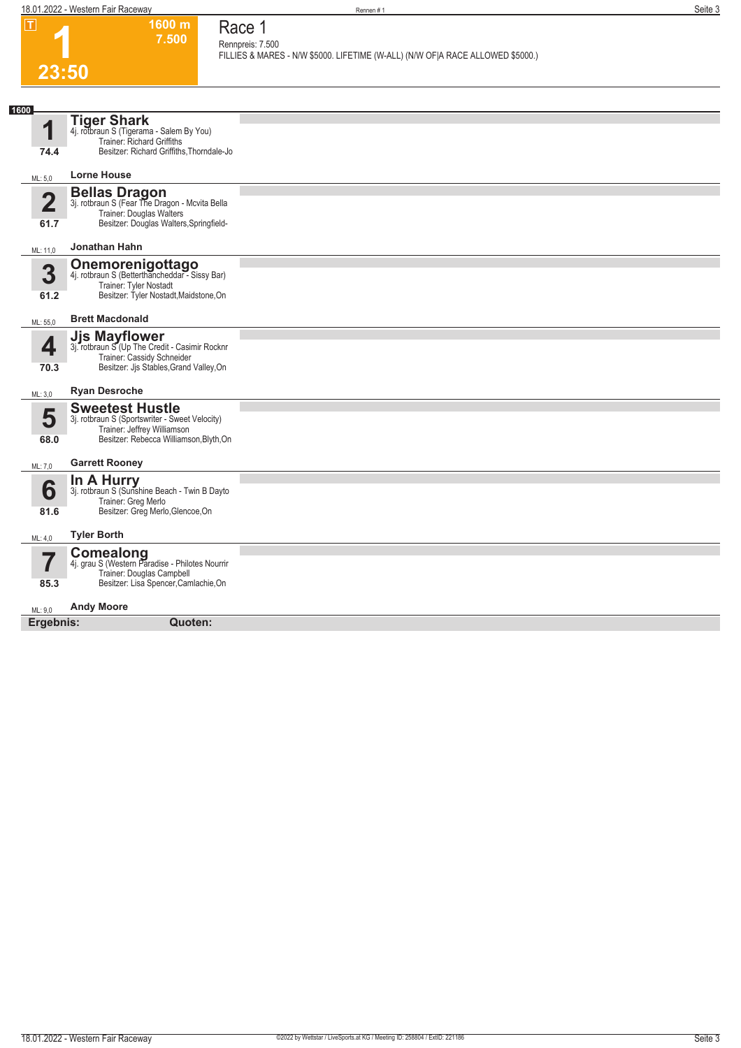# Race 1

**1** — T — 1600 m — 7.500 — 23:50

Rennpreis: 7.500

FILLIES & MARES - N/W $5000. LIFETIME (W-ALL) (N/W OF|A RACE ALLOWED $5000.)

**1600**

**1 Tiger Shark**
4j. rotbraun S (Tigerama - Salem By You)
Trainer: Richard Griffiths
Besitzer: Richard Griffiths,Thorndale-Jo
74.4
ML: 5,0 — **Lorne House**

**2 Bellas Dragon**
3j. rotbraun S (Fear The Dragon - Mcvita Bella
Trainer: Douglas Walters
Besitzer: Douglas Walters,Springfield-
61.7
ML: 11,0 — **Jonathan Hahn**

**3 Onemorenigottago**
4j. rotbraun S (Betterthancheddar - Sissy Bar)
Trainer: Tyler Nostadt
Besitzer: Tyler Nostadt,Maidstone,On
61.2
ML: 55,0 — **Brett Macdonald**

**4 Jjs Mayflower**
3j. rotbraun S (Up The Credit - Casimir Rocknr
Trainer: Cassidy Schneider
Besitzer: Jjs Stables,Grand Valley,On
70.3
ML: 3,0 — **Ryan Desroche**

**5 Sweetest Hustle**
3j. rotbraun S (Sportswriter - Sweet Velocity)
Trainer: Jeffrey Williamson
Besitzer: Rebecca Williamson,Blyth,On
68.0
ML: 7,0 — **Garrett Rooney**

**6 In A Hurry**
3j. rotbraun S (Sunshine Beach - Twin B Dayto
Trainer: Greg Merlo
Besitzer: Greg Merlo,Glencoe,On
81.6
ML: 4,0 — **Tyler Borth**

**7 Comealong**
4j. grau S (Western Paradise - Philotes Nourrir
Trainer: Douglas Campbell
Besitzer: Lisa Spencer,Camlachie,On
85.3
ML: 9,0 — **Andy Moore**

**Ergebnis:** **Quoten:**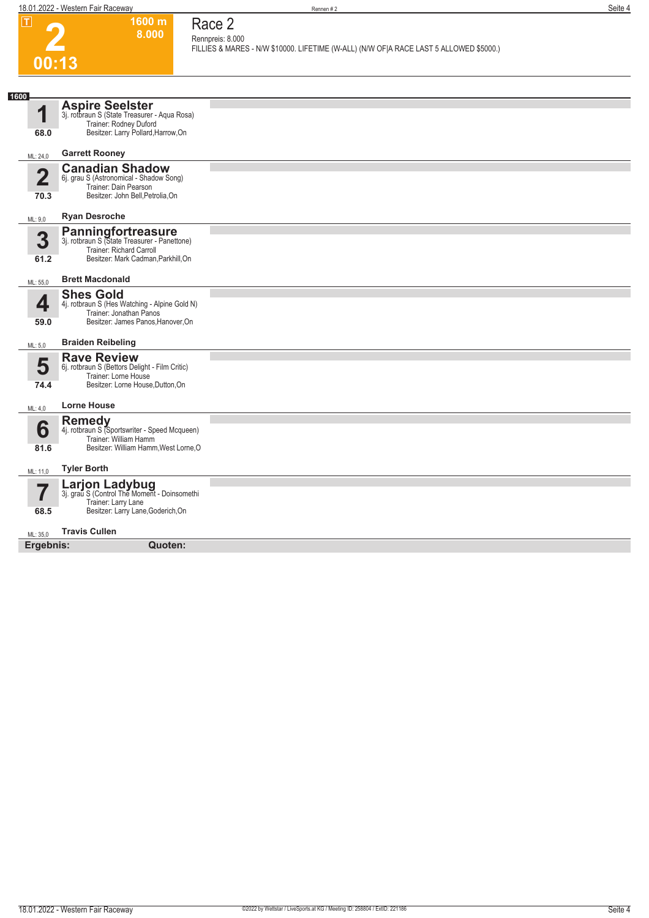**T**

# 2

**00:13**

**1600 m**
**8.000**

## Race 2

Rennpreis: 8.000

FILLIES & MARES - N/W $10000. LIFETIME (W-ALL) (N/W OF|A RACE LAST 5 ALLOWED $5000.)

**1600**

**1** **Aspire Seelster**
3j. rotbraun S (State Treasurer - Aqua Rosa)
Trainer: Rodney Duford
Besitzer: Larry Pollard,Harrow,On
68.0
ML: 24,0 **Garrett Rooney**

**2** **Canadian Shadow**
6j. grau S (Astronomical - Shadow Song)
Trainer: Dain Pearson
Besitzer: John Bell,Petrolia,On
70.3
ML: 9,0 **Ryan Desroche**

**3** **Panningfortreasure**
3j. rotbraun S (State Treasurer - Panettone)
Trainer: Richard Carroll
Besitzer: Mark Cadman,Parkhill,On
61.2
ML: 55,0 **Brett Macdonald**

**4** **Shes Gold**
4j. rotbraun S (Hes Watching - Alpine Gold N)
Trainer: Jonathan Panos
Besitzer: James Panos,Hanover,On
59.0
ML: 5,0 **Braiden Reibeling**

**5** **Rave Review**
6j. rotbraun S (Bettors Delight - Film Critic)
Trainer: Lorne House
Besitzer: Lorne House,Dutton,On
74.4
ML: 4,0 **Lorne House**

**6** **Remedy**
4j. rotbraun S (Sportswriter - Speed Mcqueen)
Trainer: William Hamm
Besitzer: William Hamm,West Lorne,O
81.6
ML: 11,0 **Tyler Borth**

**7** **Larjon Ladybug**
3j. grau S (Control The Moment - Doinsomethi
Trainer: Larry Lane
Besitzer: Larry Lane,Goderich,On
68.5
ML: 35,0 **Travis Cullen**

**Ergebnis:** **Quoten:**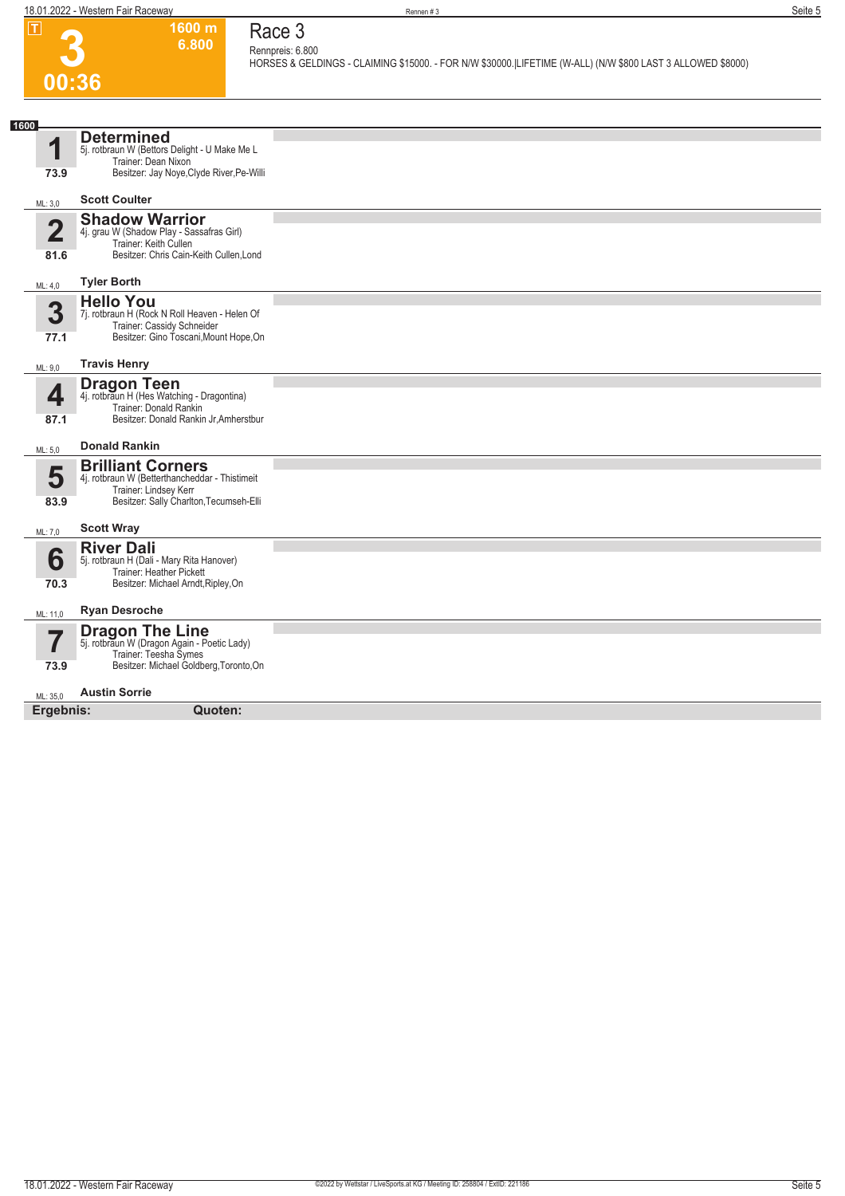**T**

# 3

**00:36**

**1600 m**
**6.800**

## Race 3

Rennpreis: 6.800

HORSES & GELDINGS - CLAIMING $15000. - FOR N/W $30000.|LIFETIME (W-ALL) (N/W $800 LAST 3 ALLOWED $8000)

**1600**

### 1 Determined
5j. rotbraun W (Bettors Delight - U Make Me L
Trainer: Dean Nixon
Besitzer: Jay Noye,Clyde River,Pe-Willi
73.9
ML: 3,0
**Scott Coulter**

### 2 Shadow Warrior
4j. grau W (Shadow Play - Sassafras Girl)
Trainer: Keith Cullen
Besitzer: Chris Cain-Keith Cullen,Lond
81.6
ML: 4,0
**Tyler Borth**

### 3 Hello You
7j. rotbraun H (Rock N Roll Heaven - Helen Of
Trainer: Cassidy Schneider
Besitzer: Gino Toscani,Mount Hope,On
77.1
ML: 9,0
**Travis Henry**

### 4 Dragon Teen
4j. rotbraun H (Hes Watching - Dragontina)
Trainer: Donald Rankin
Besitzer: Donald Rankin Jr,Amherstbur
87.1
ML: 5,0
**Donald Rankin**

### 5 Brilliant Corners
4j. rotbraun W (Betterthancheddar - Thistimeit
Trainer: Lindsey Kerr
Besitzer: Sally Charlton,Tecumseh-Elli
83.9
ML: 7,0
**Scott Wray**

### 6 River Dali
5j. rotbraun H (Dali - Mary Rita Hanover)
Trainer: Heather Pickett
Besitzer: Michael Arndt,Ripley,On
70.3
ML: 11,0
**Ryan Desroche**

### 7 Dragon The Line
5j. rotbraun W (Dragon Again - Poetic Lady)
Trainer: Teesha Symes
Besitzer: Michael Goldberg,Toronto,On
73.9
ML: 35,0
**Austin Sorrie**

**Ergebnis:** **Quoten:**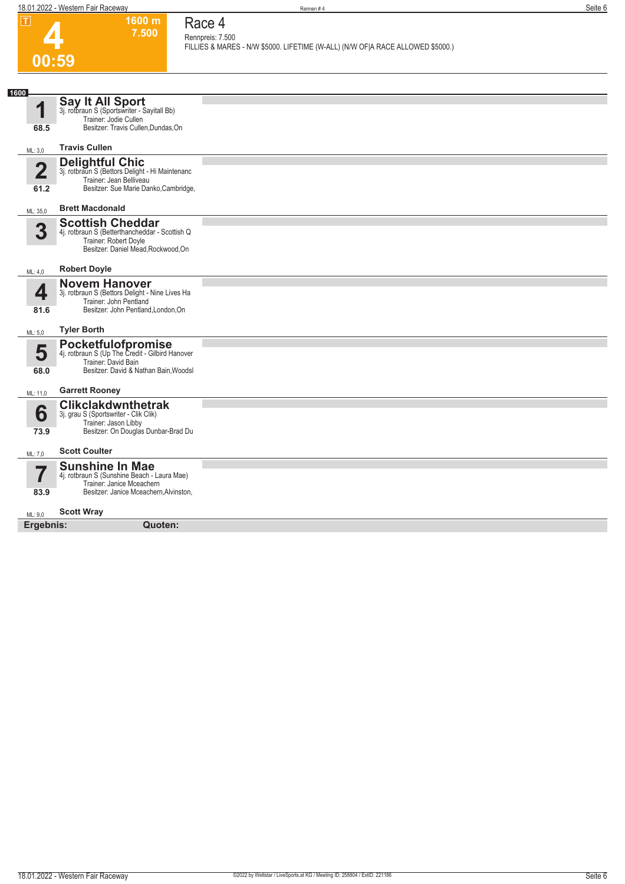# 4

**1600 m**
**7.500**

**00:59**

## Race 4

Rennpreis: 7.500

FILLIES & MARES - N/W $5000. LIFETIME (W-ALL) (N/W OF|A RACE ALLOWED $5000.)

**1600**

### 1 Say It All Sport
3j. rotbraun S (Sportswriter - Sayitall Bb)
Trainer: Jodie Cullen
Besitzer: Travis Cullen,Dundas,On
68.5
ML: 3,0
**Travis Cullen**

### 2 Delightful Chic
3j. rotbraun S (Bettors Delight - Hi Maintenanc
Trainer: Jean Belliveau
Besitzer: Sue Marie Danko,Cambridge,
61.2
ML: 35,0
**Brett Macdonald**

### 3 Scottish Cheddar
4j. rotbraun S (Betterthancheddar - Scottish Q
Trainer: Robert Doyle
Besitzer: Daniel Mead,Rockwood,On
ML: 4,0
**Robert Doyle**

### 4 Novem Hanover
3j. rotbraun S (Bettors Delight - Nine Lives Ha
Trainer: John Pentland
Besitzer: John Pentland,London,On
81.6
ML: 5,0
**Tyler Borth**

### 5 Pocketfulofpromise
4j. rotbraun S (Up The Credit - Gilbird Hanover
Trainer: David Bain
Besitzer: David & Nathan Bain,Woodsl
68.0
ML: 11,0
**Garrett Rooney**

### 6 Clikclakdwnthetrak
3j. grau S (Sportswriter - Clik Clik)
Trainer: Jason Libby
Besitzer: On Douglas Dunbar-Brad Du
73.9
ML: 7,0
**Scott Coulter**

### 7 Sunshine In Mae
4j. rotbraun S (Sunshine Beach - Laura Mae)
Trainer: Janice Mceachern
Besitzer: Janice Mceachern,Alvinston,
83.9
ML: 9,0
**Scott Wray**

**Ergebnis:** **Quoten:**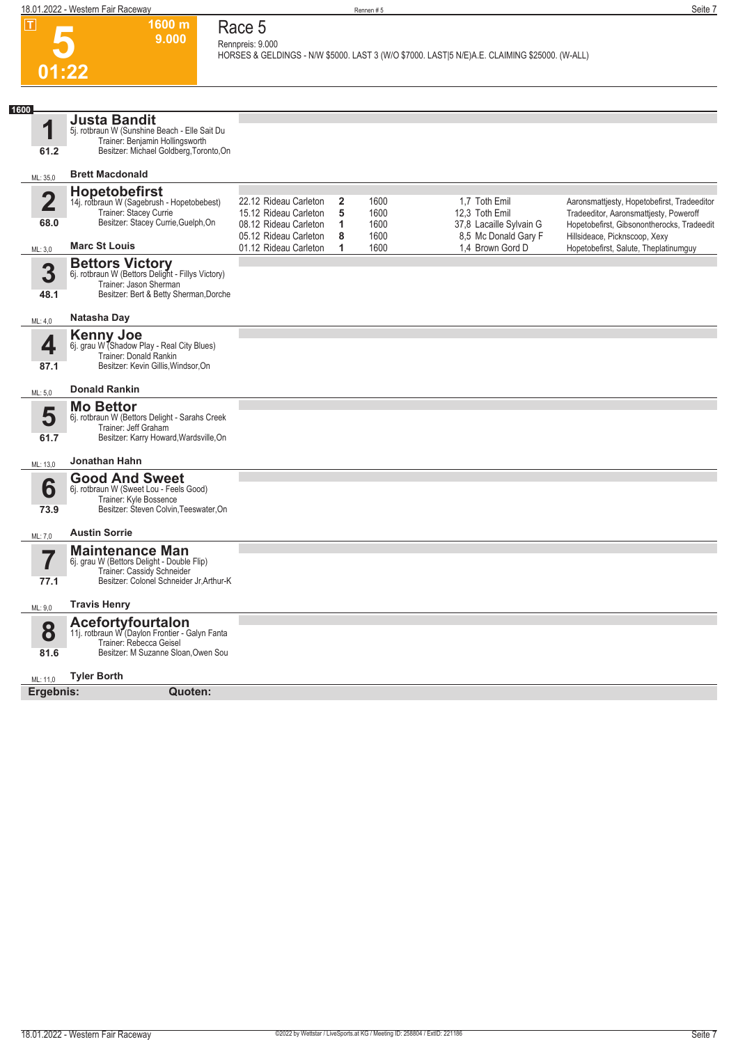# Race 5

**5** — 1600 m — 9.000 — 01:22

Rennpreis: 9.000

HORSES & GELDINGS - N/W $5000. LAST 3 (W/O $7000. LAST|5 N/E)A.E. CLAIMING $25000. (W-ALL)

**1600**

## 1 Justa Bandit
5j. rotbraun W (Sunshine Beach - Elle Sait Du
Trainer: Benjamin Hollingsworth
Besitzer: Michael Goldberg,Toronto,On
61.2
ML: 35,0 — **Brett Macdonald**

## 2 Hopetobefirst
14j. rotbraun W (Sagebrush - Hopetobebest)
Trainer: Stacey Currie
Besitzer: Stacey Currie,Guelph,On
68.0
ML: 3,0 — **Marc St Louis**

| Datum | Rennbahn | Platz | Distanz | Quote / Fahrer | Einlauf |
|---|---|---|---|---|---|
| 22.12 | Rideau Carleton | 2 | 1600 | 1,7 Toth Emil | Aaronsmattjesty, Hopetobefirst, Tradeeditor |
| 15.12 | Rideau Carleton | 5 | 1600 | 12,3 Toth Emil | Tradeeditor, Aaronsmattjesty, Poweroff |
| 08.12 | Rideau Carleton | 1 | 1600 | 37,8 Lacaille Sylvain G | Hopetobefirst, Gibsonontherocks, Tradeedit |
| 05.12 | Rideau Carleton | 8 | 1600 | 8,5 Mc Donald Gary F | Hillsideace, Picknscoop, Xexy |
| 01.12 | Rideau Carleton | 1 | 1600 | 1,4 Brown Gord D | Hopetobefirst, Salute, Theplatinumguy |

## 3 Bettors Victory
6j. rotbraun W (Bettors Delight - Fillys Victory)
Trainer: Jason Sherman
Besitzer: Bert & Betty Sherman,Dorche
48.1
ML: 4,0 — **Natasha Day**

## 4 Kenny Joe
6j. grau W (Shadow Play - Real City Blues)
Trainer: Donald Rankin
Besitzer: Kevin Gillis,Windsor,On
87.1
ML: 5,0 — **Donald Rankin**

## 5 Mo Bettor
6j. rotbraun W (Bettors Delight - Sarahs Creek
Trainer: Jeff Graham
Besitzer: Karry Howard,Wardsville,On
61.7
ML: 13,0 — **Jonathan Hahn**

## 6 Good And Sweet
6j. rotbraun W (Sweet Lou - Feels Good)
Trainer: Kyle Bossence
Besitzer: Steven Colvin,Teeswater,On
73.9
ML: 7,0 — **Austin Sorrie**

## 7 Maintenance Man
6j. grau W (Bettors Delight - Double Flip)
Trainer: Cassidy Schneider
Besitzer: Colonel Schneider Jr,Arthur-K
77.1
ML: 9,0 — **Travis Henry**

## 8 Acefortyfourtalon
11j. rotbraun W (Daylon Frontier - Galyn Fanta
Trainer: Rebecca Geisel
Besitzer: M Suzanne Sloan,Owen Sou
81.6
ML: 11,0 — **Tyler Borth**

**Ergebnis:** **Quoten:**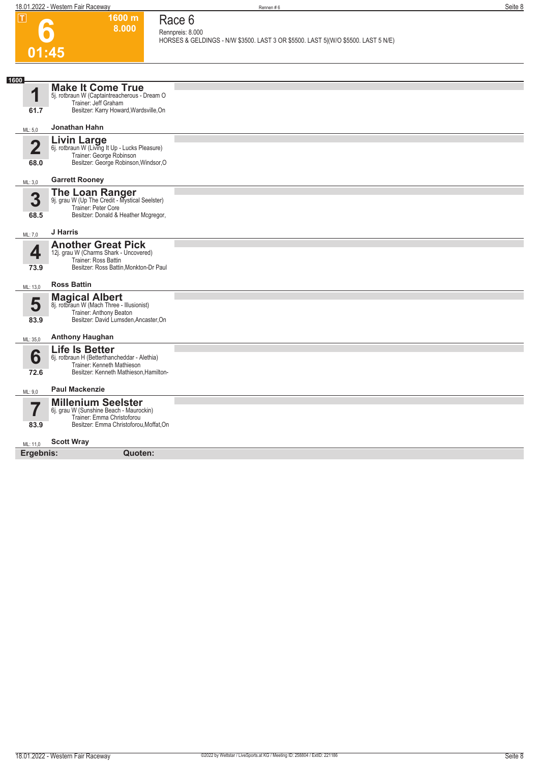**T**

# 6

**01:45**

**1600 m**
**8.000**

## Race 6

Rennpreis: 8.000
HORSES & GELDINGS - N/W $3500. LAST 3 OR $5500. LAST 5|(W/O $5500. LAST 5 N/E)

**1600**

### 1 Make It Come True
5j. rotbraun W (Captaintreacherous - Dream O
Trainer: Jeff Graham
Besitzer: Karry Howard,Wardsville,On
61.7
ML: 5,0
**Jonathan Hahn**

### 2 Livin Large
6j. rotbraun W (Living It Up - Lucks Pleasure)
Trainer: George Robinson
Besitzer: George Robinson,Windsor,O
68.0
ML: 3,0
**Garrett Rooney**

### 3 The Loan Ranger
9j. grau W (Up The Credit - Mystical Seelster)
Trainer: Peter Core
Besitzer: Donald & Heather Mcgregor,
68.5
ML: 7,0
**J Harris**

### 4 Another Great Pick
12j. grau W (Charms Shark - Uncovered)
Trainer: Ross Battin
Besitzer: Ross Battin,Monkton-Dr Paul
73.9
ML: 13,0
**Ross Battin**

### 5 Magical Albert
8j. rotbraun W (Mach Three - Illusionist)
Trainer: Anthony Beaton
Besitzer: David Lumsden,Ancaster,On
83.9
ML: 35,0
**Anthony Haughan**

### 6 Life Is Better
6j. rotbraun H (Betterthancheddar - Alethia)
Trainer: Kenneth Mathieson
Besitzer: Kenneth Mathieson,Hamilton-
72.6
ML: 9,0
**Paul Mackenzie**

### 7 Millenium Seelster
6j. grau W (Sunshine Beach - Maurockin)
Trainer: Emma Christoforou
Besitzer: Emma Christoforou,Moffat,On
83.9
ML: 11,0
**Scott Wray**

**Ergebnis:** **Quoten:**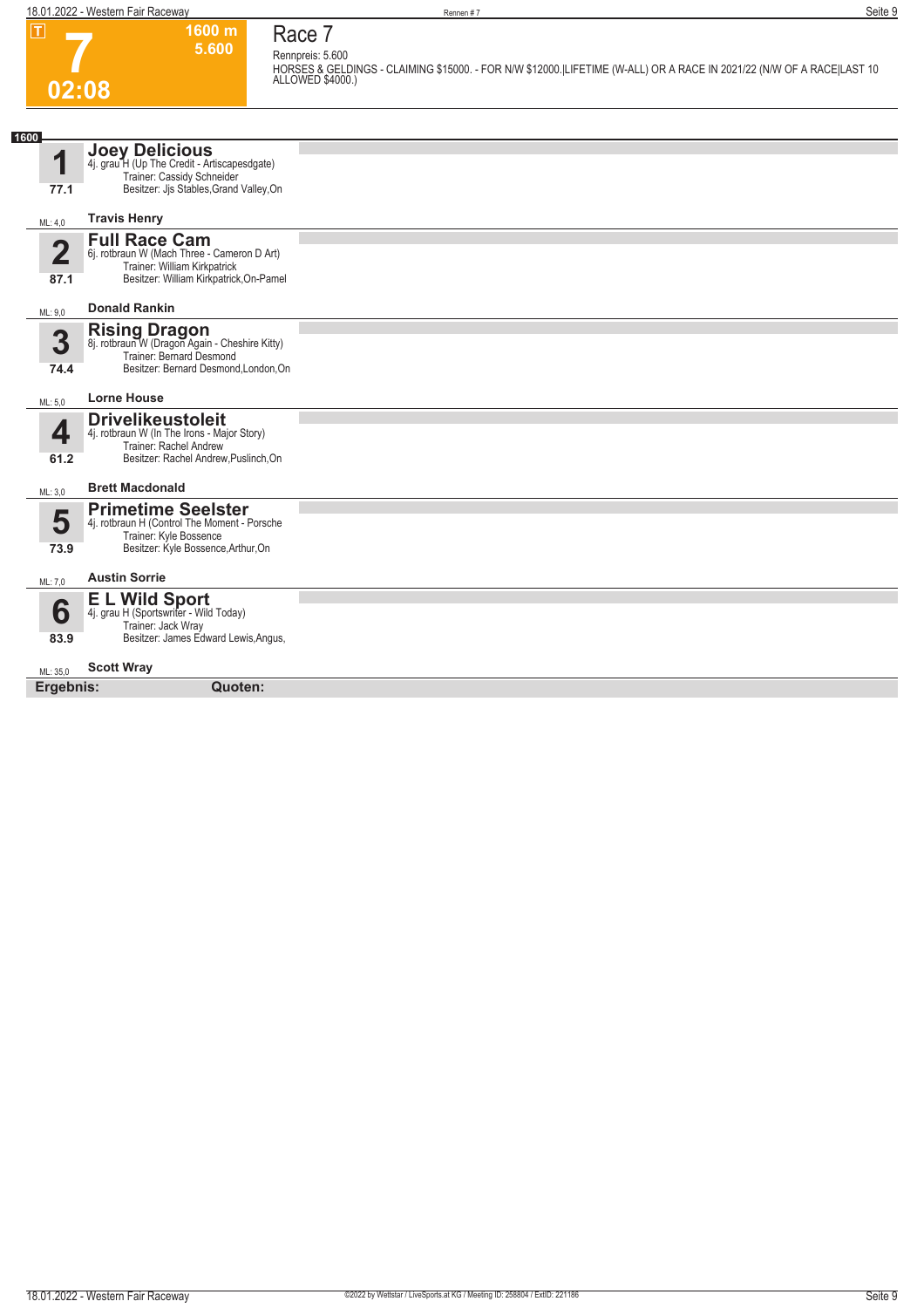# 7

**1600 m**
**5.600**

**02:08**

## Race 7

Rennpreis: 5.600

HORSES & GELDINGS - CLAIMING $15000. - FOR N/W $12000.|LIFETIME (W-ALL) OR A RACE IN 2021/22 (N/W OF A RACE|LAST 10 ALLOWED $4000.)

**1600**

### 1 Joey Delicious
4j. grau H (Up The Credit - Artiscapesdgate)
Trainer: Cassidy Schneider
Besitzer: Jjs Stables,Grand Valley,On
77.1
ML: 4,0 — **Travis Henry**

### 2 Full Race Cam
6j. rotbraun W (Mach Three - Cameron D Art)
Trainer: William Kirkpatrick
Besitzer: William Kirkpatrick,On-Pamel
87.1
ML: 9,0 — **Donald Rankin**

### 3 Rising Dragon
8j. rotbraun W (Dragon Again - Cheshire Kitty)
Trainer: Bernard Desmond
Besitzer: Bernard Desmond,London,On
74.4
ML: 5,0 — **Lorne House**

### 4 Drivelikeustoleit
4j. rotbraun W (In The Irons - Major Story)
Trainer: Rachel Andrew
Besitzer: Rachel Andrew,Puslinch,On
61.2
ML: 3,0 — **Brett Macdonald**

### 5 Primetime Seelster
4j. rotbraun H (Control The Moment - Porsche
Trainer: Kyle Bossence
Besitzer: Kyle Bossence,Arthur,On
73.9
ML: 7,0 — **Austin Sorrie**

### 6 E L Wild Sport
4j. grau H (Sportswriter - Wild Today)
Trainer: Jack Wray
Besitzer: James Edward Lewis,Angus,
83.9
ML: 35,0 — **Scott Wray**

**Ergebnis:** **Quoten:**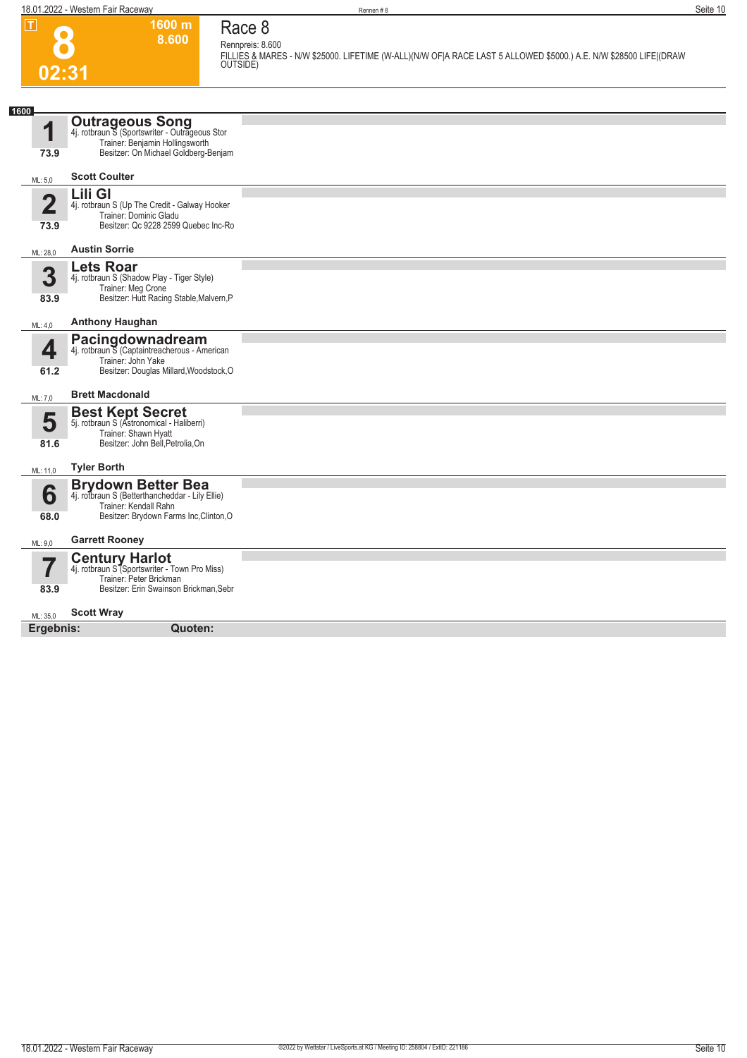# 8

**1600 m**
**8.600**

**02:31**

## Race 8

Rennpreis: 8.600

FILLIES & MARES - N/W $25000. LIFETIME (W-ALL)(N/W OF|A RACE LAST 5 ALLOWED $5000.) A.E. N/W $28500 LIFE|(DRAW OUTSIDE)

**1600**

### 1 Outrageous Song
4j. rotbraun S (Sportswriter - Outrageous Stor
Trainer: Benjamin Hollingsworth
Besitzer: On Michael Goldberg-Benjam
73.9
ML: 5,0 — **Scott Coulter**

### 2 Lili Gl
4j. rotbraun S (Up The Credit - Galway Hooker
Trainer: Dominic Gladu
Besitzer: Qc 9228 2599 Quebec Inc-Ro
73.9
ML: 28,0 — **Austin Sorrie**

### 3 Lets Roar
4j. rotbraun S (Shadow Play - Tiger Style)
Trainer: Meg Crone
Besitzer: Hutt Racing Stable,Malvern,P
83.9
ML: 4,0 — **Anthony Haughan**

### 4 Pacingdownadream
4j. rotbraun S (Captaintreacherous - American
Trainer: John Yake
Besitzer: Douglas Millard,Woodstock,O
61.2
ML: 7,0 — **Brett Macdonald**

### 5 Best Kept Secret
5j. rotbraun S (Astronomical - Haliberri)
Trainer: Shawn Hyatt
Besitzer: John Bell,Petrolia,On
81.6
ML: 11,0 — **Tyler Borth**

### 6 Brydown Better Bea
4j. rotbraun S (Betterthancheddar - Lily Ellie)
Trainer: Kendall Rahn
Besitzer: Brydown Farms Inc,Clinton,O
68.0
ML: 9,0 — **Garrett Rooney**

### 7 Century Harlot
4j. rotbraun S (Sportswriter - Town Pro Miss)
Trainer: Peter Brickman
Besitzer: Erin Swainson Brickman,Sebr
83.9
ML: 35,0 — **Scott Wray**

**Ergebnis:** **Quoten:**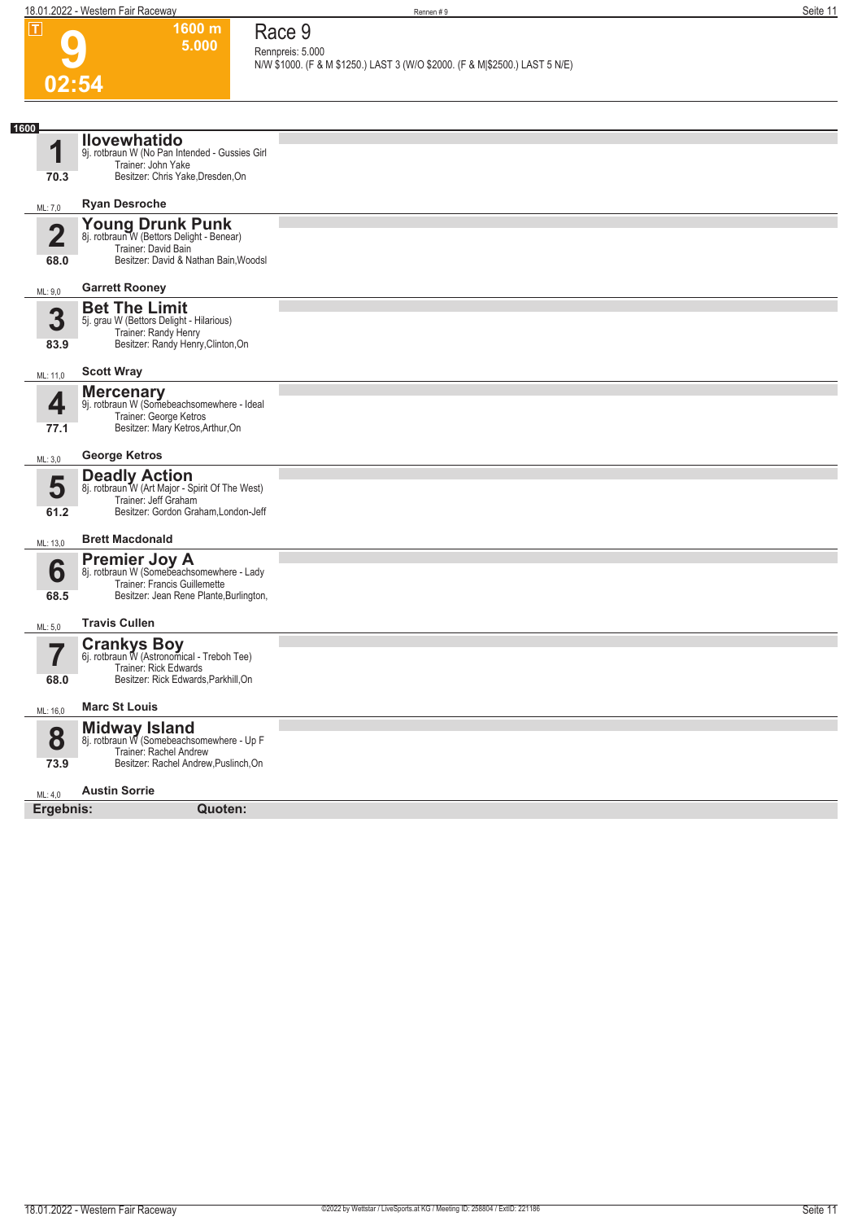# Race 9

**9** — 1600 m — 5.000 — 02:54

Rennpreis: 5.000

N/W $1000. (F & M $1250.) LAST 3 (W/O $2000. (F & M|$2500.) LAST 5 N/E)

**1600**

**1 Ilovewhatido**
9j. rotbraun W (No Pan Intended - Gussies Girl
Trainer: John Yake
Besitzer: Chris Yake,Dresden,On
70.3
ML: 7,0 — **Ryan Desroche**

**2 Young Drunk Punk**
8j. rotbraun W (Bettors Delight - Benear)
Trainer: David Bain
Besitzer: David & Nathan Bain,Woodsl
68.0
ML: 9,0 — **Garrett Rooney**

**3 Bet The Limit**
5j. grau W (Bettors Delight - Hilarious)
Trainer: Randy Henry
Besitzer: Randy Henry,Clinton,On
83.9
ML: 11,0 — **Scott Wray**

**4 Mercenary**
9j. rotbraun W (Somebeachsomewhere - Ideal
Trainer: George Ketros
Besitzer: Mary Ketros,Arthur,On
77.1
ML: 3,0 — **George Ketros**

**5 Deadly Action**
8j. rotbraun W (Art Major - Spirit Of The West)
Trainer: Jeff Graham
Besitzer: Gordon Graham,London-Jeff
61.2
ML: 13,0 — **Brett Macdonald**

**6 Premier Joy A**
8j. rotbraun W (Somebeachsomewhere - Lady
Trainer: Francis Guillemette
Besitzer: Jean Rene Plante,Burlington,
68.5
ML: 5,0 — **Travis Cullen**

**7 Crankys Boy**
6j. rotbraun W (Astronomical - Treboh Tee)
Trainer: Rick Edwards
Besitzer: Rick Edwards,Parkhill,On
68.0
ML: 16,0 — **Marc St Louis**

**8 Midway Island**
8j. rotbraun W (Somebeachsomewhere - Up F
Trainer: Rachel Andrew
Besitzer: Rachel Andrew,Puslinch,On
73.9
ML: 4,0 — **Austin Sorrie**

**Ergebnis:** **Quoten:**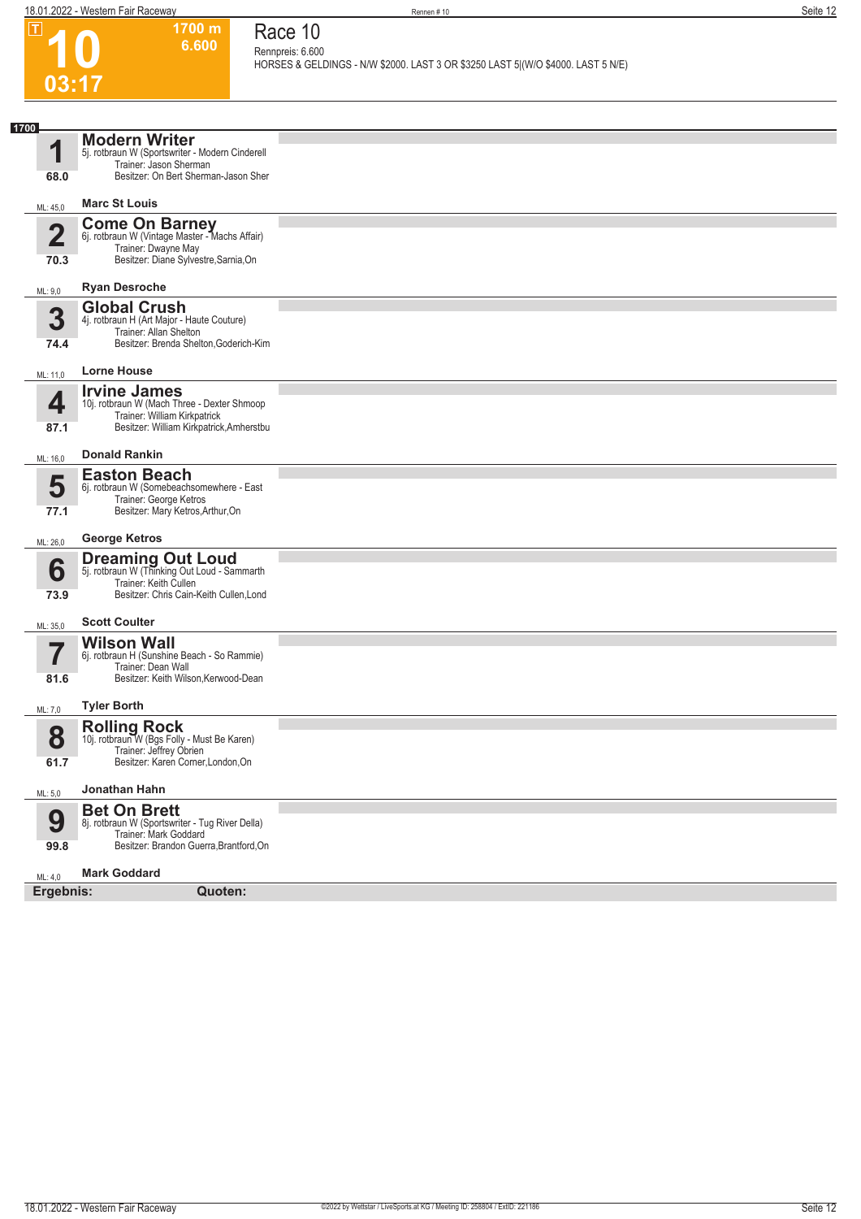# 10

1700 m
6.600

03:17

## Race 10

Rennpreis: 6.600

HORSES & GELDINGS - N/W $2000. LAST 3 OR $3250 LAST 5|(W/O $4000. LAST 5 N/E)

1700

**1** **Modern Writer**
5j. rotbraun W (Sportswriter - Modern Cinderell
Trainer: Jason Sherman
Besitzer: On Bert Sherman-Jason Sher
68.0
ML: 45,0 **Marc St Louis**

**2** **Come On Barney**
6j. rotbraun W (Vintage Master - Machs Affair)
Trainer: Dwayne May
Besitzer: Diane Sylvestre,Sarnia,On
70.3
ML: 9,0 **Ryan Desroche**

**3** **Global Crush**
4j. rotbraun H (Art Major - Haute Couture)
Trainer: Allan Shelton
Besitzer: Brenda Shelton,Goderich-Kim
74.4
ML: 11,0 **Lorne House**

**4** **Irvine James**
10j. rotbraun W (Mach Three - Dexter Shmoop
Trainer: William Kirkpatrick
Besitzer: William Kirkpatrick,Amherstbu
87.1
ML: 16,0 **Donald Rankin**

**5** **Easton Beach**
6j. rotbraun W (Somebeachsomewhere - East
Trainer: George Ketros
Besitzer: Mary Ketros,Arthur,On
77.1
ML: 26,0 **George Ketros**

**6** **Dreaming Out Loud**
5j. rotbraun W (Thinking Out Loud - Sammarth
Trainer: Keith Cullen
Besitzer: Chris Cain-Keith Cullen,Lond
73.9
ML: 35,0 **Scott Coulter**

**7** **Wilson Wall**
6j. rotbraun H (Sunshine Beach - So Rammie)
Trainer: Dean Wall
Besitzer: Keith Wilson,Kerwood-Dean
81.6
ML: 7,0 **Tyler Borth**

**8** **Rolling Rock**
10j. rotbraun W (Bgs Folly - Must Be Karen)
Trainer: Jeffrey Obrien
Besitzer: Karen Corner,London,On
61.7
ML: 5,0 **Jonathan Hahn**

**9** **Bet On Brett**
8j. rotbraun W (Sportswriter - Tug River Della)
Trainer: Mark Goddard
Besitzer: Brandon Guerra,Brantford,On
99.8
ML: 4,0 **Mark Goddard**

**Ergebnis:** **Quoten:**